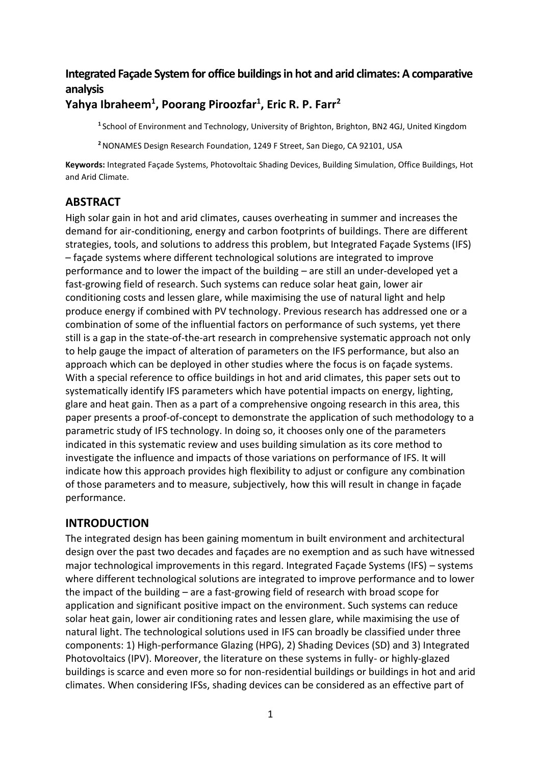# Integrated Façade System for office buildings in hot and arid climates: A comparative analysis

**Yahya Ibraheem[1], Poorang Piroozfar[1], Eric R. P. Farr[2]**

[1] School of Environment and Technology, University of Brighton, Brighton, BN2 4GJ, United Kingdom

[2] NONAMES Design Research Foundation, 1249 F Street, San Diego, CA 92101, USA

**Keywords:** Integrated Façade Systems, Photovoltaic Shading Devices, Building Simulation, Office Buildings, Hot and Arid Climate.

## ABSTRACT

High solar gain in hot and arid climates, causes overheating in summer and increases the demand for air-conditioning, energy and carbon footprints of buildings. There are different strategies, tools, and solutions to address this problem, but Integrated Façade Systems (IFS) – façade systems where different technological solutions are integrated to improve performance and to lower the impact of the building – are still an under-developed yet a fast-growing field of research. Such systems can reduce solar heat gain, lower air conditioning costs and lessen glare, while maximising the use of natural light and help produce energy if combined with PV technology. Previous research has addressed one or a combination of some of the influential factors on performance of such systems, yet there still is a gap in the state-of-the-art research in comprehensive systematic approach not only to help gauge the impact of alteration of parameters on the IFS performance, but also an approach which can be deployed in other studies where the focus is on façade systems. With a special reference to office buildings in hot and arid climates, this paper sets out to systematically identify IFS parameters which have potential impacts on energy, lighting, glare and heat gain. Then as a part of a comprehensive ongoing research in this area, this paper presents a proof-of-concept to demonstrate the application of such methodology to a parametric study of IFS technology. In doing so, it chooses only one of the parameters indicated in this systematic review and uses building simulation as its core method to investigate the influence and impacts of those variations on performance of IFS. It will indicate how this approach provides high flexibility to adjust or configure any combination of those parameters and to measure, subjectively, how this will result in change in façade performance.

## INTRODUCTION

The integrated design has been gaining momentum in built environment and architectural design over the past two decades and façades are no exemption and as such have witnessed major technological improvements in this regard. Integrated Façade Systems (IFS) – systems where different technological solutions are integrated to improve performance and to lower the impact of the building – are a fast-growing field of research with broad scope for application and significant positive impact on the environment. Such systems can reduce solar heat gain, lower air conditioning rates and lessen glare, while maximising the use of natural light. The technological solutions used in IFS can broadly be classified under three components: 1) High-performance Glazing (HPG), 2) Shading Devices (SD) and 3) Integrated Photovoltaics (IPV). Moreover, the literature on these systems in fully- or highly-glazed buildings is scarce and even more so for non-residential buildings or buildings in hot and arid climates. When considering IFSs, shading devices can be considered as an effective part of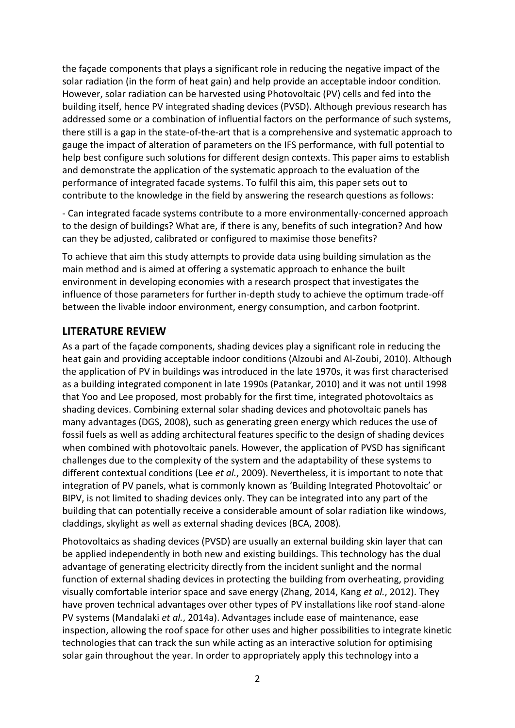the façade components that plays a significant role in reducing the negative impact of the solar radiation (in the form of heat gain) and help provide an acceptable indoor condition. However, solar radiation can be harvested using Photovoltaic (PV) cells and fed into the building itself, hence PV integrated shading devices (PVSD). Although previous research has addressed some or a combination of influential factors on the performance of such systems, there still is a gap in the state-of-the-art that is a comprehensive and systematic approach to gauge the impact of alteration of parameters on the IFS performance, with full potential to help best configure such solutions for different design contexts. This paper aims to establish and demonstrate the application of the systematic approach to the evaluation of the performance of integrated facade systems. To fulfil this aim, this paper sets out to contribute to the knowledge in the field by answering the research questions as follows:

- Can integrated facade systems contribute to a more environmentally-concerned approach to the design of buildings? What are, if there is any, benefits of such integration? And how can they be adjusted, calibrated or configured to maximise those benefits?

To achieve that aim this study attempts to provide data using building simulation as the main method and is aimed at offering a systematic approach to enhance the built environment in developing economies with a research prospect that investigates the influence of those parameters for further in-depth study to achieve the optimum trade-off between the livable indoor environment, energy consumption, and carbon footprint.

## LITERATURE REVIEW

As a part of the façade components, shading devices play a significant role in reducing the heat gain and providing acceptable indoor conditions (Alzoubi and Al-Zoubi, 2010). Although the application of PV in buildings was introduced in the late 1970s, it was first characterised as a building integrated component in late 1990s (Patankar, 2010) and it was not until 1998 that Yoo and Lee proposed, most probably for the first time, integrated photovoltaics as shading devices. Combining external solar shading devices and photovoltaic panels has many advantages (DGS, 2008), such as generating green energy which reduces the use of fossil fuels as well as adding architectural features specific to the design of shading devices when combined with photovoltaic panels. However, the application of PVSD has significant challenges due to the complexity of the system and the adaptability of these systems to different contextual conditions (Lee *et al.*, 2009). Nevertheless, it is important to note that integration of PV panels, what is commonly known as 'Building Integrated Photovoltaic' or BIPV, is not limited to shading devices only. They can be integrated into any part of the building that can potentially receive a considerable amount of solar radiation like windows, claddings, skylight as well as external shading devices (BCA, 2008).

Photovoltaics as shading devices (PVSD) are usually an external building skin layer that can be applied independently in both new and existing buildings. This technology has the dual advantage of generating electricity directly from the incident sunlight and the normal function of external shading devices in protecting the building from overheating, providing visually comfortable interior space and save energy (Zhang, 2014, Kang *et al.*, 2012). They have proven technical advantages over other types of PV installations like roof stand-alone PV systems (Mandalaki *et al.*, 2014a). Advantages include ease of maintenance, ease inspection, allowing the roof space for other uses and higher possibilities to integrate kinetic technologies that can track the sun while acting as an interactive solution for optimising solar gain throughout the year. In order to appropriately apply this technology into a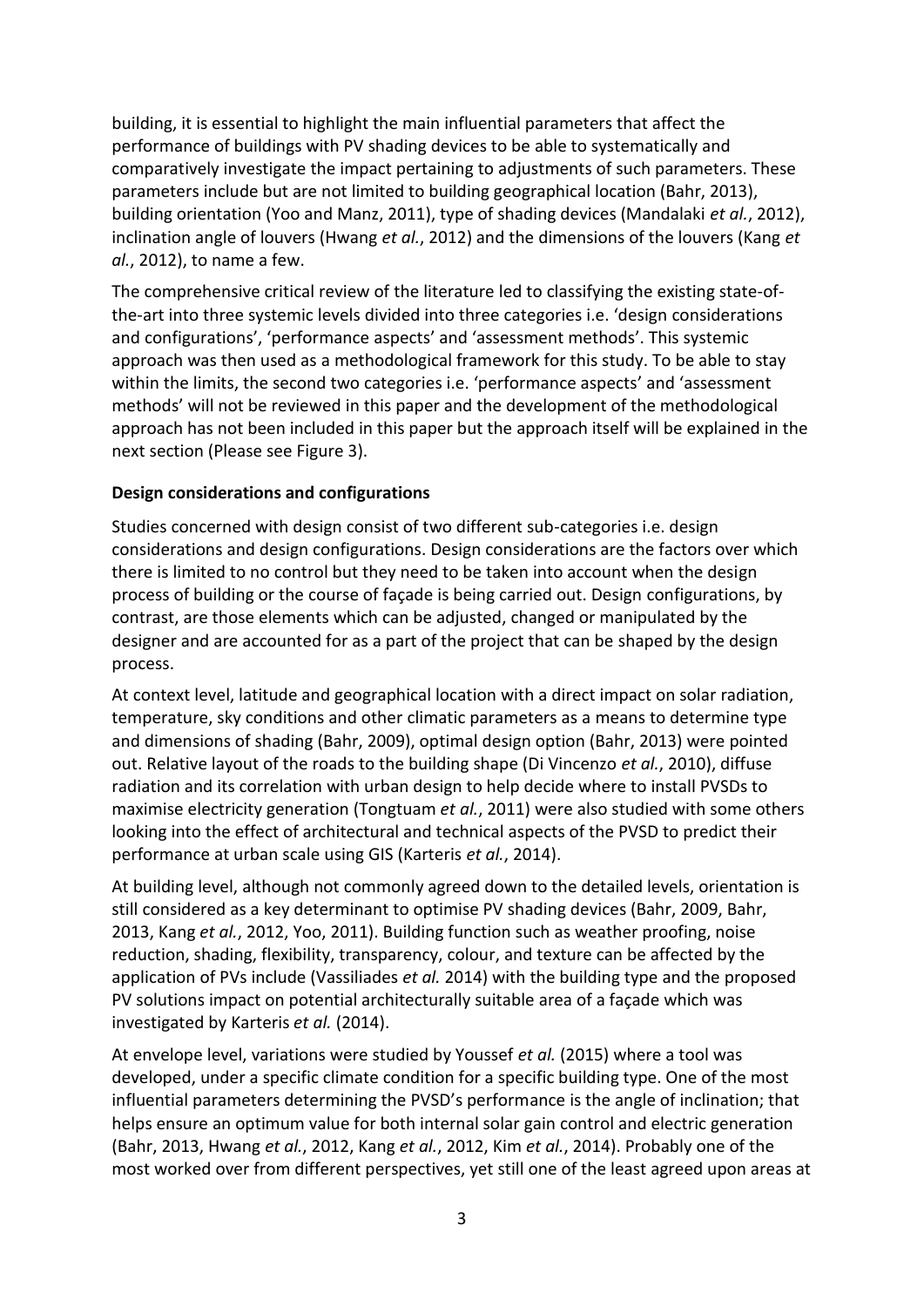building, it is essential to highlight the main influential parameters that affect the performance of buildings with PV shading devices to be able to systematically and comparatively investigate the impact pertaining to adjustments of such parameters. These parameters include but are not limited to building geographical location (Bahr, 2013), building orientation (Yoo and Manz, 2011), type of shading devices (Mandalaki *et al.*, 2012), inclination angle of louvers (Hwang *et al.*, 2012) and the dimensions of the louvers (Kang *et al.*, 2012), to name a few.

The comprehensive critical review of the literature led to classifying the existing state-of-the-art into three systemic levels divided into three categories i.e. 'design considerations and configurations', 'performance aspects' and 'assessment methods'. This systemic approach was then used as a methodological framework for this study. To be able to stay within the limits, the second two categories i.e. 'performance aspects' and 'assessment methods' will not be reviewed in this paper and the development of the methodological approach has not been included in this paper but the approach itself will be explained in the next section (Please see Figure 3).

**Design considerations and configurations**

Studies concerned with design consist of two different sub-categories i.e. design considerations and design configurations. Design considerations are the factors over which there is limited to no control but they need to be taken into account when the design process of building or the course of façade is being carried out. Design configurations, by contrast, are those elements which can be adjusted, changed or manipulated by the designer and are accounted for as a part of the project that can be shaped by the design process.

At context level, latitude and geographical location with a direct impact on solar radiation, temperature, sky conditions and other climatic parameters as a means to determine type and dimensions of shading (Bahr, 2009), optimal design option (Bahr, 2013) were pointed out. Relative layout of the roads to the building shape (Di Vincenzo *et al.*, 2010), diffuse radiation and its correlation with urban design to help decide where to install PVSDs to maximise electricity generation (Tongtuam *et al.*, 2011) were also studied with some others looking into the effect of architectural and technical aspects of the PVSD to predict their performance at urban scale using GIS (Karteris *et al.*, 2014).

At building level, although not commonly agreed down to the detailed levels, orientation is still considered as a key determinant to optimise PV shading devices (Bahr, 2009, Bahr, 2013, Kang *et al.*, 2012, Yoo, 2011). Building function such as weather proofing, noise reduction, shading, flexibility, transparency, colour, and texture can be affected by the application of PVs include (Vassiliades *et al.* 2014) with the building type and the proposed PV solutions impact on potential architecturally suitable area of a façade which was investigated by Karteris *et al.* (2014).

At envelope level, variations were studied by Youssef *et al.* (2015) where a tool was developed, under a specific climate condition for a specific building type. One of the most influential parameters determining the PVSD's performance is the angle of inclination; that helps ensure an optimum value for both internal solar gain control and electric generation (Bahr, 2013, Hwang *et al.*, 2012, Kang *et al.*, 2012, Kim *et al.*, 2014). Probably one of the most worked over from different perspectives, yet still one of the least agreed upon areas at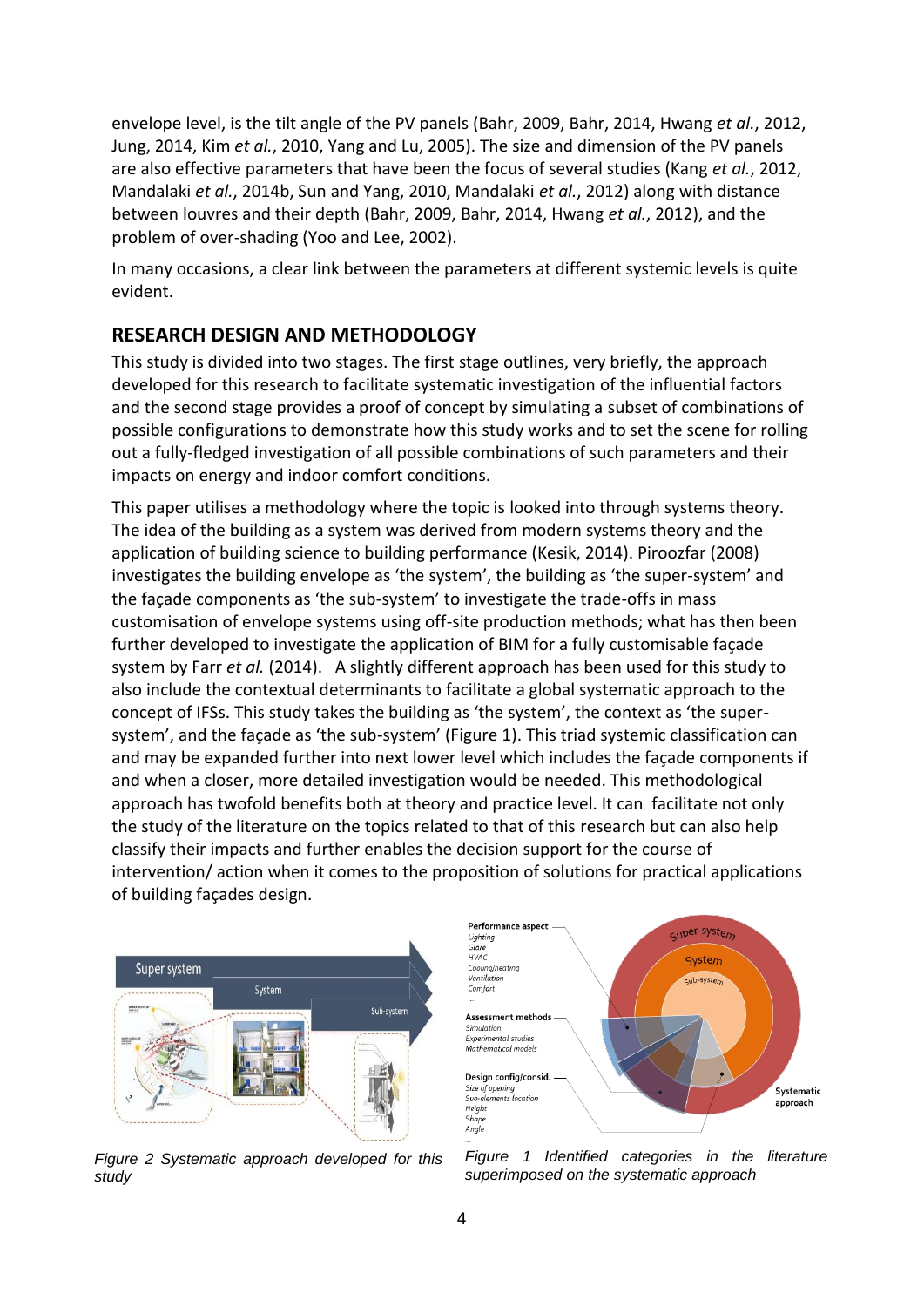envelope level, is the tilt angle of the PV panels (Bahr, 2009, Bahr, 2014, Hwang *et al.*, 2012, Jung, 2014, Kim *et al.*, 2010, Yang and Lu, 2005). The size and dimension of the PV panels are also effective parameters that have been the focus of several studies (Kang *et al.*, 2012, Mandalaki *et al.*, 2014b, Sun and Yang, 2010, Mandalaki *et al.*, 2012) along with distance between louvres and their depth (Bahr, 2009, Bahr, 2014, Hwang *et al.*, 2012), and the problem of over-shading (Yoo and Lee, 2002).

In many occasions, a clear link between the parameters at different systemic levels is quite evident.

## RESEARCH DESIGN AND METHODOLOGY

This study is divided into two stages. The first stage outlines, very briefly, the approach developed for this research to facilitate systematic investigation of the influential factors and the second stage provides a proof of concept by simulating a subset of combinations of possible configurations to demonstrate how this study works and to set the scene for rolling out a fully-fledged investigation of all possible combinations of such parameters and their impacts on energy and indoor comfort conditions.

This paper utilises a methodology where the topic is looked into through systems theory. The idea of the building as a system was derived from modern systems theory and the application of building science to building performance (Kesik, 2014). Piroozfar (2008) investigates the building envelope as 'the system', the building as 'the super-system' and the façade components as 'the sub-system' to investigate the trade-offs in mass customisation of envelope systems using off-site production methods; what has then been further developed to investigate the application of BIM for a fully customisable façade system by Farr *et al.* (2014). A slightly different approach has been used for this study to also include the contextual determinants to facilitate a global systematic approach to the concept of IFSs. This study takes the building as 'the system', the context as 'the super-system', and the façade as 'the sub-system' (Figure 1). This triad systemic classification can and may be expanded further into next lower level which includes the façade components if and when a closer, more detailed investigation would be needed. This methodological approach has twofold benefits both at theory and practice level. It can facilitate not only the study of the literature on the topics related to that of this research but can also help classify their impacts and further enables the decision support for the course of intervention/ action when it comes to the proposition of solutions for practical applications of building façades design.

*Figure 2 Systematic approach developed for this study*

*Figure 1 Identified categories in the literature superimposed on the systematic approach*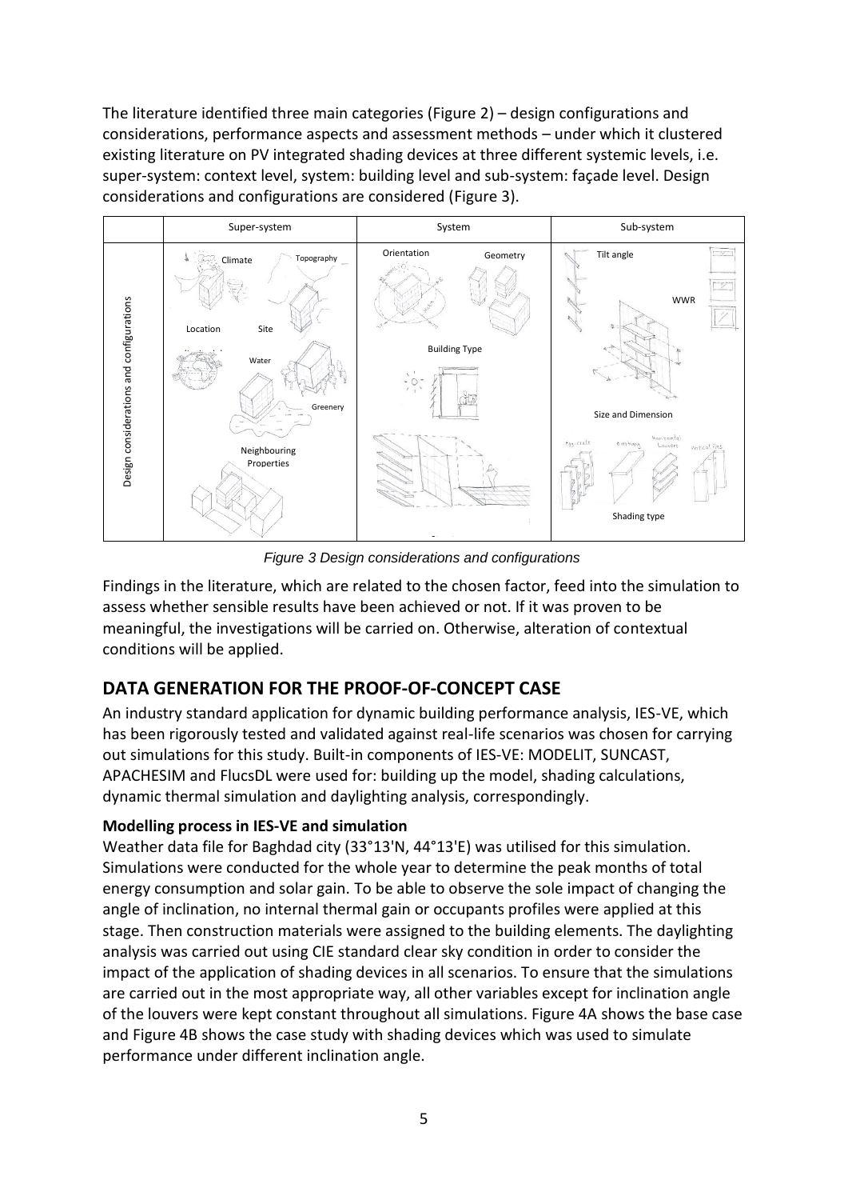The literature identified three main categories (Figure 2) – design configurations and considerations, performance aspects and assessment methods – under which it clustered existing literature on PV integrated shading devices at three different systemic levels, i.e. super-system: context level, system: building level and sub-system: façade level. Design considerations and configurations are considered (Figure 3).

*Figure 3 Design considerations and configurations*

Findings in the literature, which are related to the chosen factor, feed into the simulation to assess whether sensible results have been achieved or not. If it was proven to be meaningful, the investigations will be carried on. Otherwise, alteration of contextual conditions will be applied.

## DATA GENERATION FOR THE PROOF-OF-CONCEPT CASE

An industry standard application for dynamic building performance analysis, IES-VE, which has been rigorously tested and validated against real-life scenarios was chosen for carrying out simulations for this study. Built-in components of IES-VE: MODELIT, SUNCAST, APACHESIM and FlucsDL were used for: building up the model, shading calculations, dynamic thermal simulation and daylighting analysis, correspondingly.

### Modelling process in IES-VE and simulation

Weather data file for Baghdad city (33°13'N, 44°13'E) was utilised for this simulation. Simulations were conducted for the whole year to determine the peak months of total energy consumption and solar gain. To be able to observe the sole impact of changing the angle of inclination, no internal thermal gain or occupants profiles were applied at this stage. Then construction materials were assigned to the building elements. The daylighting analysis was carried out using CIE standard clear sky condition in order to consider the impact of the application of shading devices in all scenarios. To ensure that the simulations are carried out in the most appropriate way, all other variables except for inclination angle of the louvers were kept constant throughout all simulations. Figure 4A shows the base case and Figure 4B shows the case study with shading devices which was used to simulate performance under different inclination angle.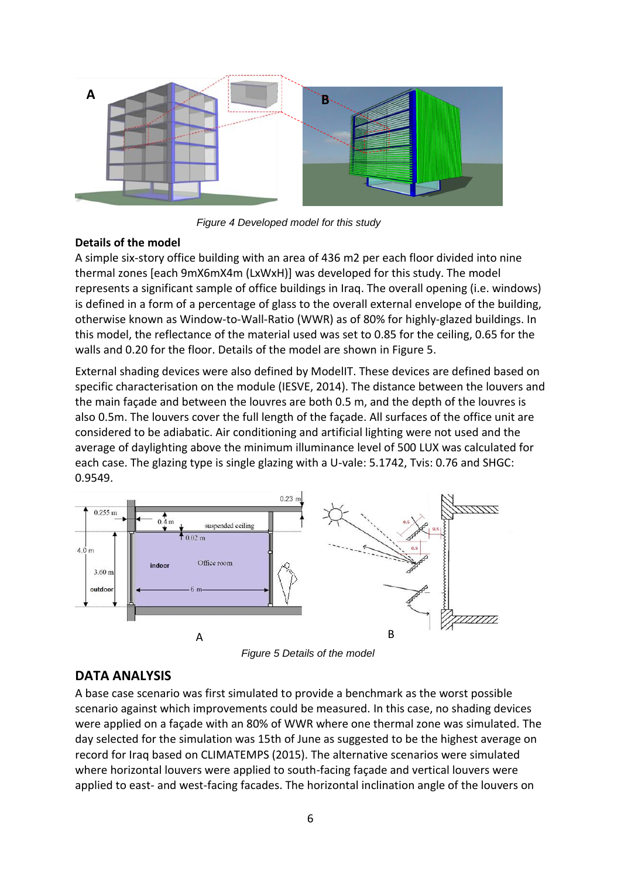*Figure 4 Developed model for this study*

**Details of the model**

A simple six-story office building with an area of 436 m2 per each floor divided into nine thermal zones [each 9mX6mX4m (LxWxH)] was developed for this study. The model represents a significant sample of office buildings in Iraq. The overall opening (i.e. windows) is defined in a form of a percentage of glass to the overall external envelope of the building, otherwise known as Window-to-Wall-Ratio (WWR) as of 80% for highly-glazed buildings. In this model, the reflectance of the material used was set to 0.85 for the ceiling, 0.65 for the walls and 0.20 for the floor. Details of the model are shown in Figure 5.

External shading devices were also defined by ModelIT. These devices are defined based on specific characterisation on the module (IESVE, 2014). The distance between the louvers and the main façade and between the louvres are both 0.5 m, and the depth of the louvres is also 0.5m. The louvers cover the full length of the façade. All surfaces of the office unit are considered to be adiabatic. Air conditioning and artificial lighting were not used and the average of daylighting above the minimum illuminance level of 500 LUX was calculated for each case. The glazing type is single glazing with a U-vale: 5.1742, Tvis: 0.76 and SHGC: 0.9549.

*Figure 5 Details of the model*

## DATA ANALYSIS

A base case scenario was first simulated to provide a benchmark as the worst possible scenario against which improvements could be measured. In this case, no shading devices were applied on a façade with an 80% of WWR where one thermal zone was simulated. The day selected for the simulation was 15th of June as suggested to be the highest average on record for Iraq based on CLIMATEMPS (2015). The alternative scenarios were simulated where horizontal louvers were applied to south-facing façade and vertical louvers were applied to east- and west-facing facades. The horizontal inclination angle of the louvers on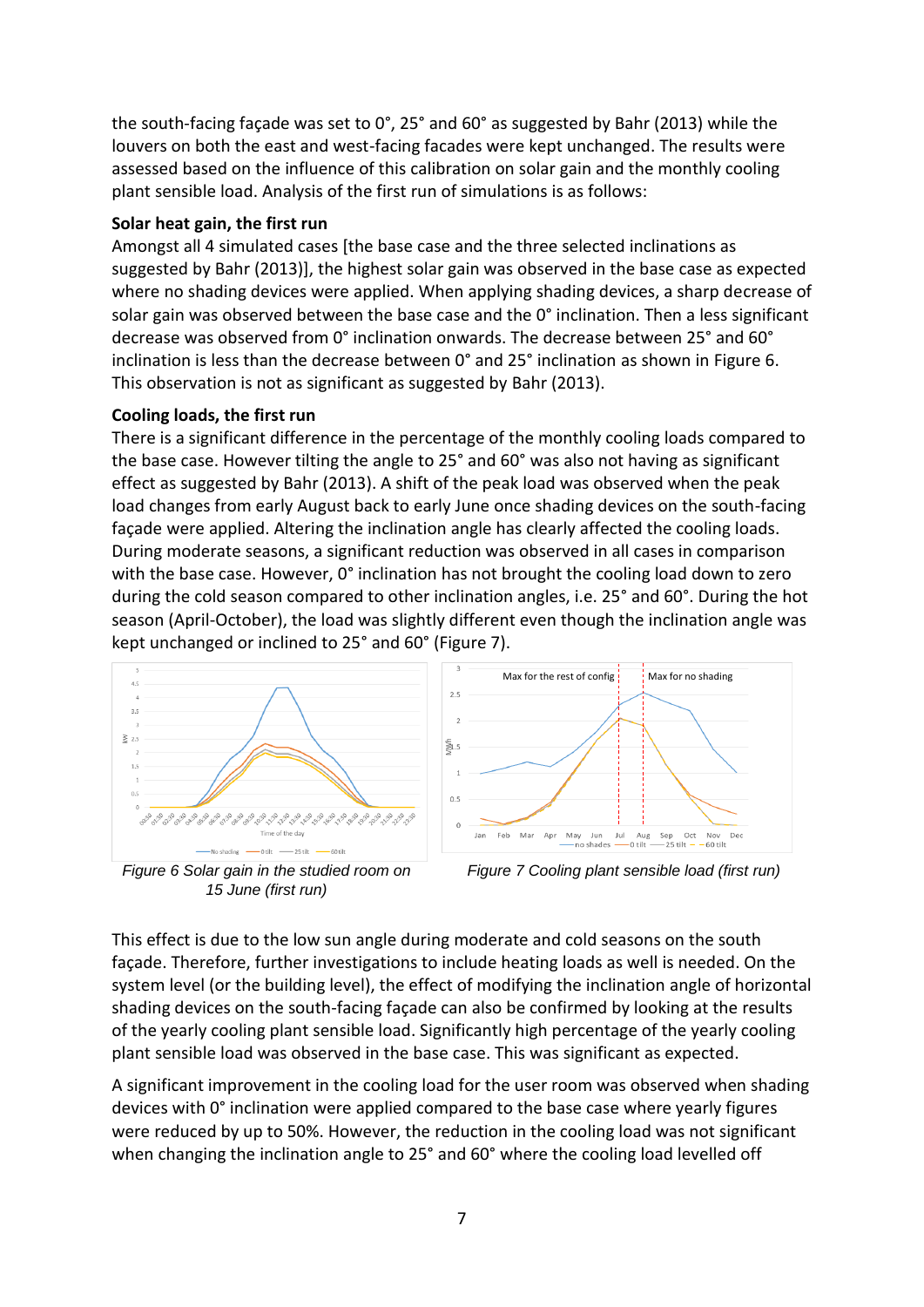the south-facing façade was set to 0°, 25° and 60° as suggested by Bahr (2013) while the louvers on both the east and west-facing facades were kept unchanged. The results were assessed based on the influence of this calibration on solar gain and the monthly cooling plant sensible load. Analysis of the first run of simulations is as follows:

**Solar heat gain, the first run**

Amongst all 4 simulated cases [the base case and the three selected inclinations as suggested by Bahr (2013)], the highest solar gain was observed in the base case as expected where no shading devices were applied. When applying shading devices, a sharp decrease of solar gain was observed between the base case and the 0° inclination. Then a less significant decrease was observed from 0° inclination onwards. The decrease between 25° and 60° inclination is less than the decrease between 0° and 25° inclination as shown in Figure 6. This observation is not as significant as suggested by Bahr (2013).

**Cooling loads, the first run**

There is a significant difference in the percentage of the monthly cooling loads compared to the base case. However tilting the angle to 25° and 60° was also not having as significant effect as suggested by Bahr (2013). A shift of the peak load was observed when the peak load changes from early August back to early June once shading devices on the south-facing façade were applied. Altering the inclination angle has clearly affected the cooling loads. During moderate seasons, a significant reduction was observed in all cases in comparison with the base case. However, 0° inclination has not brought the cooling load down to zero during the cold season compared to other inclination angles, i.e. 25° and 60°. During the hot season (April-October), the load was slightly different even though the inclination angle was kept unchanged or inclined to 25° and 60° (Figure 7).

*Figure 6 Solar gain in the studied room on 15 June (first run)*

*Figure 7 Cooling plant sensible load (first run)*

This effect is due to the low sun angle during moderate and cold seasons on the south façade. Therefore, further investigations to include heating loads as well is needed. On the system level (or the building level), the effect of modifying the inclination angle of horizontal shading devices on the south-facing façade can also be confirmed by looking at the results of the yearly cooling plant sensible load. Significantly high percentage of the yearly cooling plant sensible load was observed in the base case. This was significant as expected.

A significant improvement in the cooling load for the user room was observed when shading devices with 0° inclination were applied compared to the base case where yearly figures were reduced by up to 50%. However, the reduction in the cooling load was not significant when changing the inclination angle to 25° and 60° where the cooling load levelled off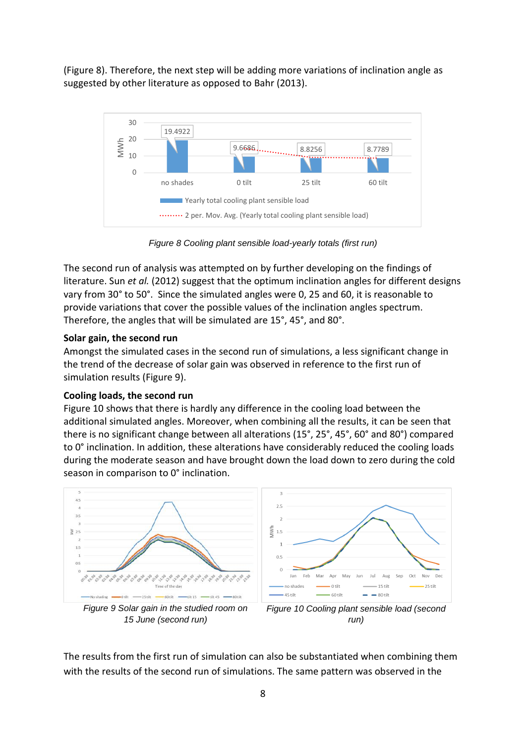(Figure 8). Therefore, the next step will be adding more variations of inclination angle as suggested by other literature as opposed to Bahr (2013).

Figure 8 Cooling plant sensible load-yearly totals (first run)

The second run of analysis was attempted on by further developing on the findings of literature. Sun *et al.* (2012) suggest that the optimum inclination angles for different designs vary from 30° to 50°. Since the simulated angles were 0, 25 and 60, it is reasonable to provide variations that cover the possible values of the inclination angles spectrum. Therefore, the angles that will be simulated are 15°, 45°, and 80°.

**Solar gain, the second run**

Amongst the simulated cases in the second run of simulations, a less significant change in the trend of the decrease of solar gain was observed in reference to the first run of simulation results (Figure 9).

**Cooling loads, the second run**

Figure 10 shows that there is hardly any difference in the cooling load between the additional simulated angles. Moreover, when combining all the results, it can be seen that there is no significant change between all alterations (15°, 25°, 45°, 60° and 80°) compared to 0° inclination. In addition, these alterations have considerably reduced the cooling loads during the moderate season and have brought down the load down to zero during the cold season in comparison to 0° inclination.

Figure 9 Solar gain in the studied room on 15 June (second run)

Figure 10 Cooling plant sensible load (second run)

The results from the first run of simulation can also be substantiated when combining them with the results of the second run of simulations. The same pattern was observed in the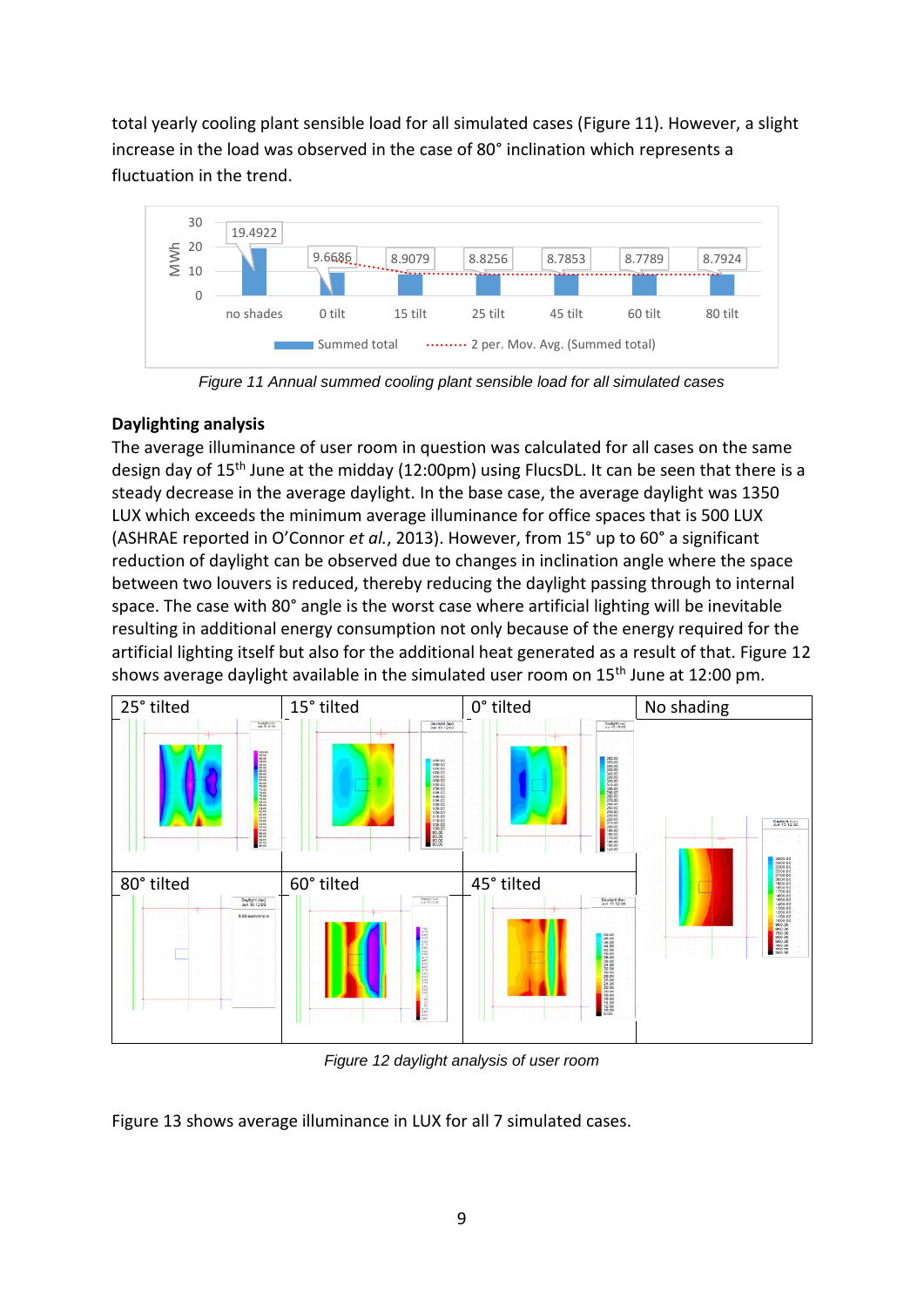total yearly cooling plant sensible load for all simulated cases (Figure 11). However, a slight increase in the load was observed in the case of 80° inclination which represents a fluctuation in the trend.

Figure 11 Annual summed cooling plant sensible load for all simulated cases

### Daylighting analysis

The average illuminance of user room in question was calculated for all cases on the same design day of 15th June at the midday (12:00pm) using FlucsDL. It can be seen that there is a steady decrease in the average daylight. In the base case, the average daylight was 1350 LUX which exceeds the minimum average illuminance for office spaces that is 500 LUX (ASHRAE reported in O'Connor *et al.*, 2013). However, from 15° up to 60° a significant reduction of daylight can be observed due to changes in inclination angle where the space between two louvers is reduced, thereby reducing the daylight passing through to internal space. The case with 80° angle is the worst case where artificial lighting will be inevitable resulting in additional energy consumption not only because of the energy required for the artificial lighting itself but also for the additional heat generated as a result of that. Figure 12 shows average daylight available in the simulated user room on 15th June at 12:00 pm.

Figure 12 daylight analysis of user room

Figure 13 shows average illuminance in LUX for all 7 simulated cases.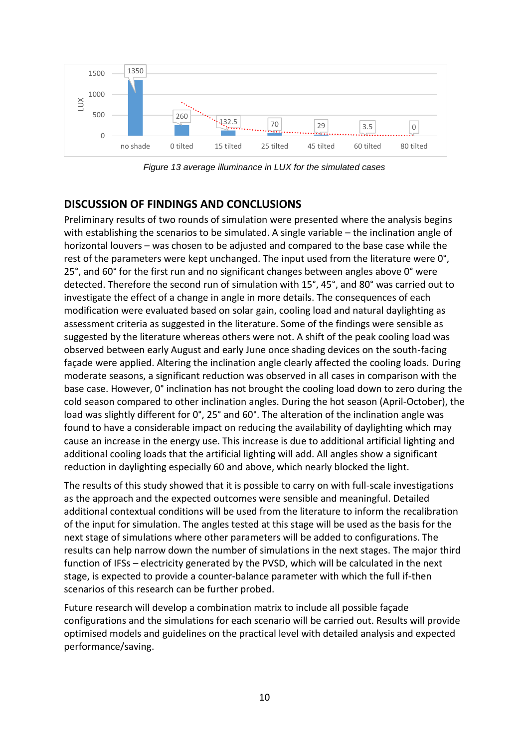LUX

1500
1000
500
0

1350
260
132.5
70
29
3.5
0

no shade
0 tilted
15 tilted
25 tilted
45 tilted
60 tilted
80 tilted

*Figure 13 average illuminance in LUX for the simulated cases*

## DISCUSSION OF FINDINGS AND CONCLUSIONS

Preliminary results of two rounds of simulation were presented where the analysis begins with establishing the scenarios to be simulated. A single variable – the inclination angle of horizontal louvers – was chosen to be adjusted and compared to the base case while the rest of the parameters were kept unchanged. The input used from the literature were 0°, 25°, and 60° for the first run and no significant changes between angles above 0° were detected. Therefore the second run of simulation with 15°, 45°, and 80° was carried out to investigate the effect of a change in angle in more details. The consequences of each modification were evaluated based on solar gain, cooling load and natural daylighting as assessment criteria as suggested in the literature. Some of the findings were sensible as suggested by the literature whereas others were not. A shift of the peak cooling load was observed between early August and early June once shading devices on the south-facing façade were applied. Altering the inclination angle clearly affected the cooling loads. During moderate seasons, a significant reduction was observed in all cases in comparison with the base case. However, 0° inclination has not brought the cooling load down to zero during the cold season compared to other inclination angles. During the hot season (April-October), the load was slightly different for 0°, 25° and 60°. The alteration of the inclination angle was found to have a considerable impact on reducing the availability of daylighting which may cause an increase in the energy use. This increase is due to additional artificial lighting and additional cooling loads that the artificial lighting will add. All angles show a significant reduction in daylighting especially 60 and above, which nearly blocked the light.

The results of this study showed that it is possible to carry on with full-scale investigations as the approach and the expected outcomes were sensible and meaningful. Detailed additional contextual conditions will be used from the literature to inform the recalibration of the input for simulation. The angles tested at this stage will be used as the basis for the next stage of simulations where other parameters will be added to configurations. The results can help narrow down the number of simulations in the next stages. The major third function of IFSs – electricity generated by the PVSD, which will be calculated in the next stage, is expected to provide a counter-balance parameter with which the full if-then scenarios of this research can be further probed.

Future research will develop a combination matrix to include all possible façade configurations and the simulations for each scenario will be carried out. Results will provide optimised models and guidelines on the practical level with detailed analysis and expected performance/saving.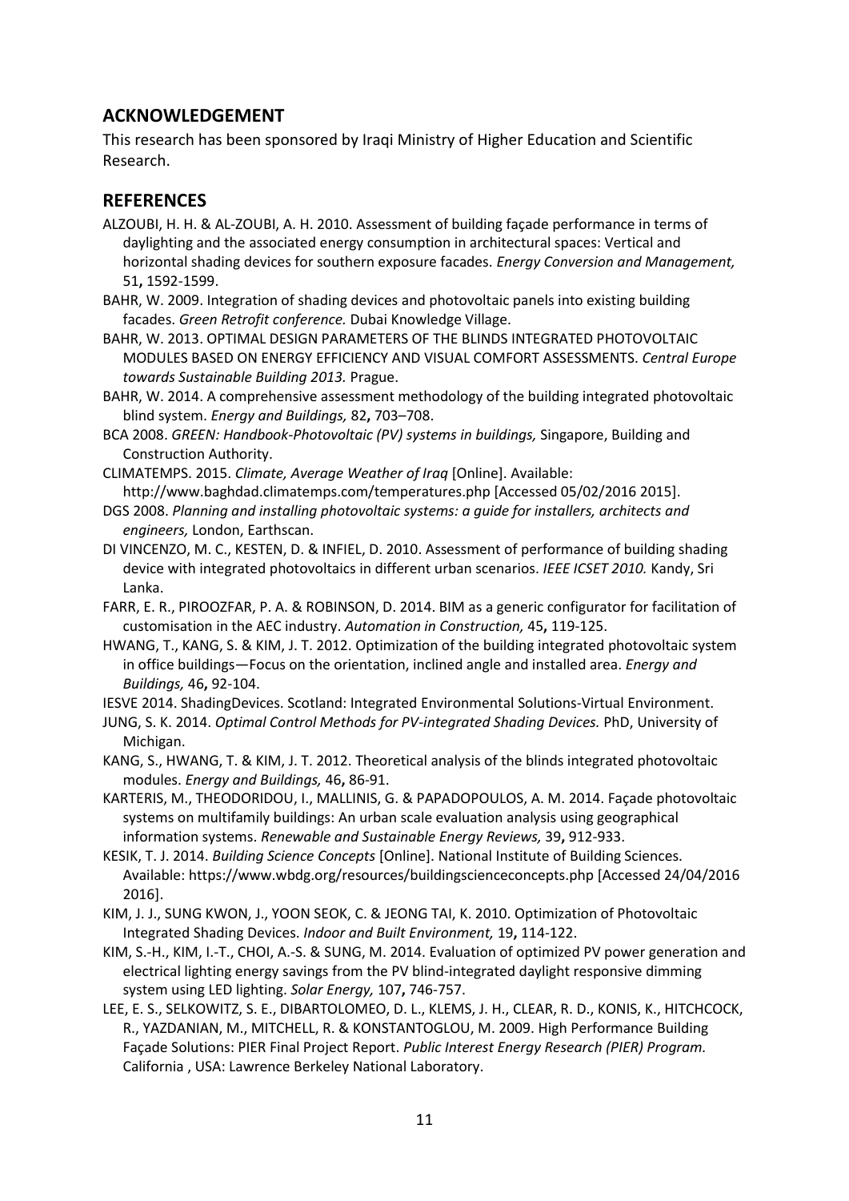## ACKNOWLEDGEMENT

This research has been sponsored by Iraqi Ministry of Higher Education and Scientific Research.

## REFERENCES

ALZOUBI, H. H. & AL-ZOUBI, A. H. 2010. Assessment of building façade performance in terms of daylighting and the associated energy consumption in architectural spaces: Vertical and horizontal shading devices for southern exposure facades. *Energy Conversion and Management,* 51**,** 1592-1599.

BAHR, W. 2009. Integration of shading devices and photovoltaic panels into existing building facades. *Green Retrofit conference.* Dubai Knowledge Village.

BAHR, W. 2013. OPTIMAL DESIGN PARAMETERS OF THE BLINDS INTEGRATED PHOTOVOLTAIC MODULES BASED ON ENERGY EFFICIENCY AND VISUAL COMFORT ASSESSMENTS. *Central Europe towards Sustainable Building 2013.* Prague.

BAHR, W. 2014. A comprehensive assessment methodology of the building integrated photovoltaic blind system. *Energy and Buildings,* 82**,** 703–708.

BCA 2008. *GREEN: Handbook-Photovoltaic (PV) systems in buildings,* Singapore, Building and Construction Authority.

CLIMATEMPS. 2015. *Climate, Average Weather of Iraq* [Online]. Available: http://www.baghdad.climatemps.com/temperatures.php [Accessed 05/02/2016 2015].

DGS 2008. *Planning and installing photovoltaic systems: a guide for installers, architects and engineers,* London, Earthscan.

DI VINCENZO, M. C., KESTEN, D. & INFIEL, D. 2010. Assessment of performance of building shading device with integrated photovoltaics in different urban scenarios. *IEEE ICSET 2010.* Kandy, Sri Lanka.

FARR, E. R., PIROOZFAR, P. A. & ROBINSON, D. 2014. BIM as a generic configurator for facilitation of customisation in the AEC industry. *Automation in Construction,* 45**,** 119-125.

HWANG, T., KANG, S. & KIM, J. T. 2012. Optimization of the building integrated photovoltaic system in office buildings—Focus on the orientation, inclined angle and installed area. *Energy and Buildings,* 46**,** 92-104.

IESVE 2014. ShadingDevices. Scotland: Integrated Environmental Solutions-Virtual Environment.

JUNG, S. K. 2014. *Optimal Control Methods for PV-integrated Shading Devices.* PhD, University of Michigan.

KANG, S., HWANG, T. & KIM, J. T. 2012. Theoretical analysis of the blinds integrated photovoltaic modules. *Energy and Buildings,* 46**,** 86-91.

KARTERIS, M., THEODORIDOU, I., MALLINIS, G. & PAPADOPOULOS, A. M. 2014. Façade photovoltaic systems on multifamily buildings: An urban scale evaluation analysis using geographical information systems. *Renewable and Sustainable Energy Reviews,* 39**,** 912-933.

KESIK, T. J. 2014. *Building Science Concepts* [Online]. National Institute of Building Sciences. Available: https://www.wbdg.org/resources/buildingscienceconcepts.php [Accessed 24/04/2016 2016].

KIM, J. J., SUNG KWON, J., YOON SEOK, C. & JEONG TAI, K. 2010. Optimization of Photovoltaic Integrated Shading Devices. *Indoor and Built Environment,* 19**,** 114-122.

KIM, S.-H., KIM, I.-T., CHOI, A.-S. & SUNG, M. 2014. Evaluation of optimized PV power generation and electrical lighting energy savings from the PV blind-integrated daylight responsive dimming system using LED lighting. *Solar Energy,* 107**,** 746-757.

LEE, E. S., SELKOWITZ, S. E., DIBARTOLOMEO, D. L., KLEMS, J. H., CLEAR, R. D., KONIS, K., HITCHCOCK, R., YAZDANIAN, M., MITCHELL, R. & KONSTANTOGLOU, M. 2009. High Performance Building Façade Solutions: PIER Final Project Report. *Public Interest Energy Research (PIER) Program.* California , USA: Lawrence Berkeley National Laboratory.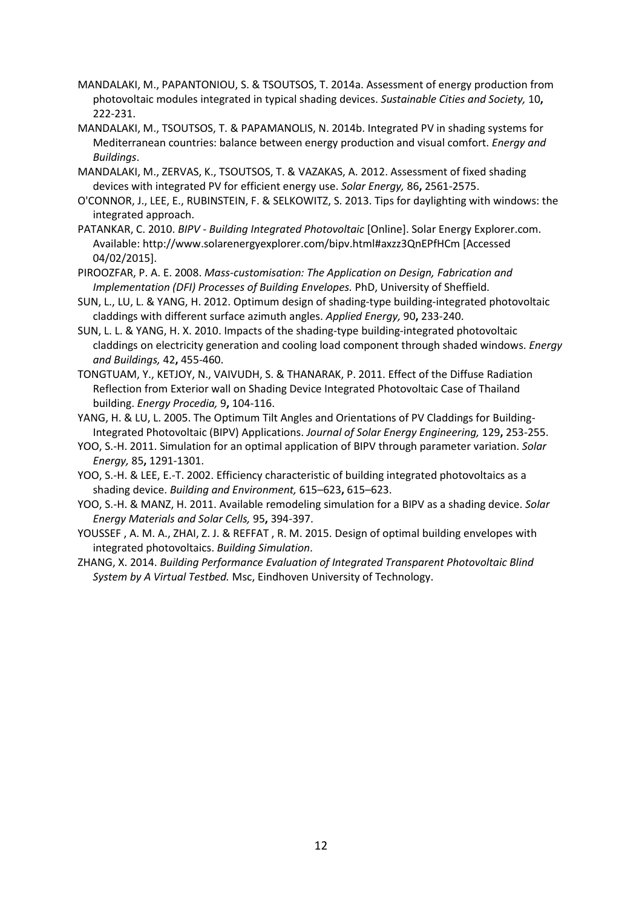MANDALAKI, M., PAPANTONIOU, S. & TSOUTSOS, T. 2014a. Assessment of energy production from photovoltaic modules integrated in typical shading devices. *Sustainable Cities and Society,* 10**,** 222-231.

MANDALAKI, M., TSOUTSOS, T. & PAPAMANOLIS, N. 2014b. Integrated PV in shading systems for Mediterranean countries: balance between energy production and visual comfort. *Energy and Buildings*.

MANDALAKI, M., ZERVAS, K., TSOUTSOS, T. & VAZAKAS, A. 2012. Assessment of fixed shading devices with integrated PV for efficient energy use. *Solar Energy,* 86**,** 2561-2575.

O'CONNOR, J., LEE, E., RUBINSTEIN, F. & SELKOWITZ, S. 2013. Tips for daylighting with windows: the integrated approach.

PATANKAR, C. 2010. *BIPV - Building Integrated Photovoltaic* [Online]. Solar Energy Explorer.com. Available: http://www.solarenergyexplorer.com/bipv.html#axzz3QnEPfHCm [Accessed 04/02/2015].

PIROOZFAR, P. A. E. 2008. *Mass-customisation: The Application on Design, Fabrication and Implementation (DFI) Processes of Building Envelopes.* PhD, University of Sheffield.

SUN, L., LU, L. & YANG, H. 2012. Optimum design of shading-type building-integrated photovoltaic claddings with different surface azimuth angles. *Applied Energy,* 90**,** 233-240.

SUN, L. L. & YANG, H. X. 2010. Impacts of the shading-type building-integrated photovoltaic claddings on electricity generation and cooling load component through shaded windows. *Energy and Buildings,* 42**,** 455-460.

TONGTUAM, Y., KETJOY, N., VAIVUDH, S. & THANARAK, P. 2011. Effect of the Diffuse Radiation Reflection from Exterior wall on Shading Device Integrated Photovoltaic Case of Thailand building. *Energy Procedia,* 9**,** 104-116.

YANG, H. & LU, L. 2005. The Optimum Tilt Angles and Orientations of PV Claddings for Building-Integrated Photovoltaic (BIPV) Applications. *Journal of Solar Energy Engineering,* 129**,** 253-255.

YOO, S.-H. 2011. Simulation for an optimal application of BIPV through parameter variation. *Solar Energy,* 85**,** 1291-1301.

YOO, S.-H. & LEE, E.-T. 2002. Efficiency characteristic of building integrated photovoltaics as a shading device. *Building and Environment,* 615–623**,** 615–623.

YOO, S.-H. & MANZ, H. 2011. Available remodeling simulation for a BIPV as a shading device. *Solar Energy Materials and Solar Cells,* 95**,** 394-397.

YOUSSEF , A. M. A., ZHAI, Z. J. & REFFAT , R. M. 2015. Design of optimal building envelopes with integrated photovoltaics. *Building Simulation*.

ZHANG, X. 2014. *Building Performance Evaluation of Integrated Transparent Photovoltaic Blind System by A Virtual Testbed.* Msc, Eindhoven University of Technology.